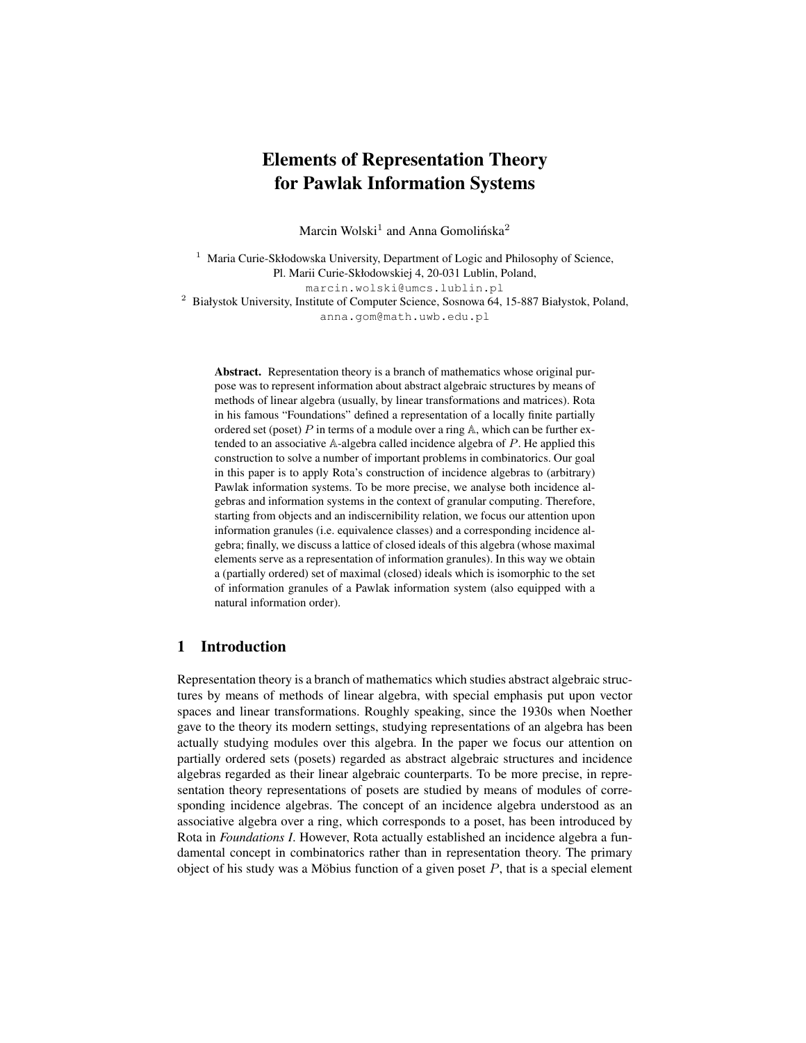# Elements of Representation Theory for Pawlak Information Systems

Marcin Wolski[1] and Anna Gomolińska[2]

[1] Maria Curie-Skłodowska University, Department of Logic and Philosophy of Science, Pl. Marii Curie-Skłodowskiej 4, 20-031 Lublin, Poland, marcin.wolski@umcs.lublin.pl

[2] Białystok University, Institute of Computer Science, Sosnowa 64, 15-887 Białystok, Poland, anna.gom@math.uwb.edu.pl

**Abstract.** Representation theory is a branch of mathematics whose original purpose was to represent information about abstract algebraic structures by means of methods of linear algebra (usually, by linear transformations and matrices). Rota in his famous "Foundations" defined a representation of a locally finite partially ordered set (poset) $P$ in terms of a module over a ring $\mathbb{A}$, which can be further extended to an associative $\mathbb{A}$-algebra called incidence algebra of $P$. He applied this construction to solve a number of important problems in combinatorics. Our goal in this paper is to apply Rota's construction of incidence algebras to (arbitrary) Pawlak information systems. To be more precise, we analyse both incidence algebras and information systems in the context of granular computing. Therefore, starting from objects and an indiscernibility relation, we focus our attention upon information granules (i.e. equivalence classes) and a corresponding incidence algebra; finally, we discuss a lattice of closed ideals of this algebra (whose maximal elements serve as a representation of information granules). In this way we obtain a (partially ordered) set of maximal (closed) ideals which is isomorphic to the set of information granules of a Pawlak information system (also equipped with a natural information order).

## 1 Introduction

Representation theory is a branch of mathematics which studies abstract algebraic structures by means of methods of linear algebra, with special emphasis put upon vector spaces and linear transformations. Roughly speaking, since the 1930s when Noether gave to the theory its modern settings, studying representations of an algebra has been actually studying modules over this algebra. In the paper we focus our attention on partially ordered sets (posets) regarded as abstract algebraic structures and incidence algebras regarded as their linear algebraic counterparts. To be more precise, in representation theory representations of posets are studied by means of modules of corresponding incidence algebras. The concept of an incidence algebra understood as an associative algebra over a ring, which corresponds to a poset, has been introduced by Rota in *Foundations I*. However, Rota actually established an incidence algebra a fundamental concept in combinatorics rather than in representation theory. The primary object of his study was a Möbius function of a given poset $P$, that is a special element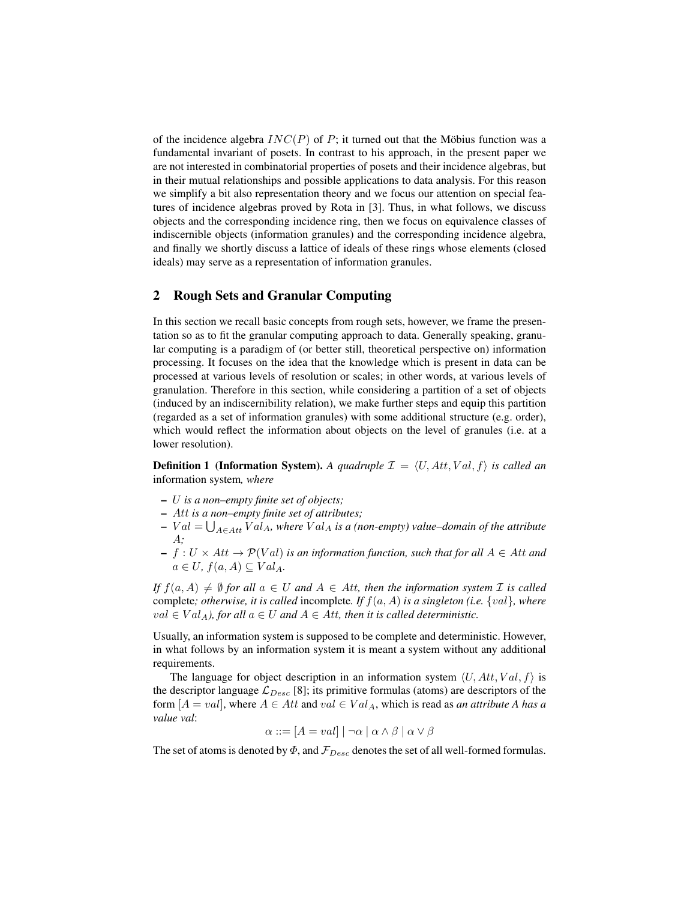of the incidence algebra $INC(P)$ of $P$; it turned out that the Möbius function was a fundamental invariant of posets. In contrast to his approach, in the present paper we are not interested in combinatorial properties of posets and their incidence algebras, but in their mutual relationships and possible applications to data analysis. For this reason we simplify a bit also representation theory and we focus our attention on special features of incidence algebras proved by Rota in [3]. Thus, in what follows, we discuss objects and the corresponding incidence ring, then we focus on equivalence classes of indiscernible objects (information granules) and the corresponding incidence algebra, and finally we shortly discuss a lattice of ideals of these rings whose elements (closed ideals) may serve as a representation of information granules.

## 2 Rough Sets and Granular Computing

In this section we recall basic concepts from rough sets, however, we frame the presentation so as to fit the granular computing approach to data. Generally speaking, granular computing is a paradigm of (or better still, theoretical perspective on) information processing. It focuses on the idea that the knowledge which is present in data can be processed at various levels of resolution or scales; in other words, at various levels of granulation. Therefore in this section, while considering a partition of a set of objects (induced by an indiscernibility relation), we make further steps and equip this partition (regarded as a set of information granules) with some additional structure (e.g. order), which would reflect the information about objects on the level of granules (i.e. at a lower resolution).

**Definition 1 (Information System).** *A quadruple $\mathcal{I} = \langle U, Att, Val, f\rangle$ is called an* information system*, where*

- *$U$ is a non–empty finite set of objects;*
- *$Att$ is a non–empty finite set of attributes;*
- *$Val = \bigcup_{A \in Att} Val_A$, where $Val_A$ is a (non-empty) value–domain of the attribute $A$;*
- *$f : U \times Att \to \mathcal{P}(Val)$ is an information function, such that for all $A \in Att$ and $a \in U$, $f(a, A) \subseteq Val_A$.*

*If $f(a, A) \neq \emptyset$ for all $a \in U$ and $A \in Att$, then the information system $\mathcal{I}$ is called* complete*; otherwise, it is called* incomplete*. If $f(a, A)$ is a singleton (i.e. $\{val\}$, where $val \in Val_A$), for all $a \in U$ and $A \in Att$, then it is called deterministic.*

Usually, an information system is supposed to be complete and deterministic. However, in what follows by an information system it is meant a system without any additional requirements.

The language for object description in an information system $\langle U, Att, Val, f\rangle$ is the descriptor language $\mathcal{L}_{Desc}$ [8]; its primitive formulas (atoms) are descriptors of the form $[A = val]$, where $A \in Att$ and $val \in Val_A$, which is read as *an attribute A has a value val*:

$$\alpha ::= [A = val] \mid \neg\alpha \mid \alpha \wedge \beta \mid \alpha \vee \beta$$

The set of atoms is denoted by $\Phi$, and $\mathcal{F}_{Desc}$ denotes the set of all well-formed formulas.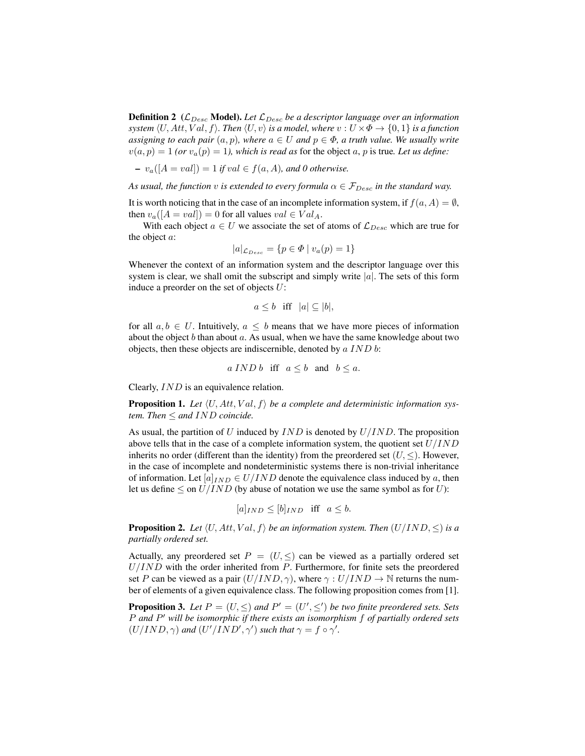**Definition 2** (**$\mathcal{L}_{Desc}$ Model**). *Let $\mathcal{L}_{Desc}$ be a descriptor language over an information system $\langle U, Att, Val, f\rangle$. Then $\langle U, v\rangle$ is a model, where $v : U \times \Phi \to \{0, 1\}$ is a function assigning to each pair $(a, p)$, where $a \in U$ and $p \in \Phi$, a truth value. We usually write $v(a, p) = 1$ (or $v_a(p) = 1$), which is read as* for the object $a$, $p$ is true*. Let us define:*

– *$v_a([A = val]) = 1$ if $val \in f(a, A)$, and 0 otherwise.*

*As usual, the function $v$ is extended to every formula $\alpha \in \mathcal{F}_{Desc}$ in the standard way.*

It is worth noticing that in the case of an incomplete information system, if $f(a, A) = \emptyset$, then $v_a([A = val]) = 0$ for all values $val \in Val_A$.

With each object $a \in U$ we associate the set of atoms of $\mathcal{L}_{Desc}$ which are true for the object $a$:

$$|a|_{\mathcal{L}_{Desc}} = \{p \in \Phi \mid v_a(p) = 1\}$$

Whenever the context of an information system and the descriptor language over this system is clear, we shall omit the subscript and simply write $|a|$. The sets of this form induce a preorder on the set of objects $U$:

$$a \leq b \quad \text{iff} \quad |a| \subseteq |b|,$$

for all $a, b \in U$. Intuitively, $a \leq b$ means that we have more pieces of information about the object $b$ than about $a$. As usual, when we have the same knowledge about two objects, then these objects are indiscernible, denoted by $a\, IND\, b$:

$$a\, IND\, b \quad \text{iff} \quad a \leq b \quad \text{and} \quad b \leq a.$$

Clearly, $IND$ is an equivalence relation.

**Proposition 1.** *Let $\langle U, Att, Val, f\rangle$ be a complete and deterministic information system. Then $\leq$ and $IND$ coincide.*

As usual, the partition of $U$ induced by $IND$ is denoted by $U/IND$. The proposition above tells that in the case of a complete information system, the quotient set $U/IND$ inherits no order (different than the identity) from the preordered set $(U, \leq)$. However, in the case of incomplete and nondeterministic systems there is non-trivial inheritance of information. Let $[a]_{IND} \in U/IND$ denote the equivalence class induced by $a$, then let us define $\leq$ on $U/IND$ (by abuse of notation we use the same symbol as for $U$):

$$[a]_{IND} \leq [b]_{IND} \quad \text{iff} \quad a \leq b.$$

**Proposition 2.** *Let $\langle U, Att, Val, f\rangle$ be an information system. Then $(U/IND, \leq)$ is a partially ordered set.*

Actually, any preordered set $P = (U, \leq)$ can be viewed as a partially ordered set $U/IND$ with the order inherited from $P$. Furthermore, for finite sets the preordered set $P$ can be viewed as a pair $(U/IND, \gamma)$, where $\gamma : U/IND \to \mathbb{N}$ returns the number of elements of a given equivalence class. The following proposition comes from [1].

**Proposition 3.** *Let $P = (U, \leq)$ and $P' = (U', \leq')$ be two finite preordered sets. Sets $P$ and $P'$ will be isomorphic if there exists an isomorphism $f$ of partially ordered sets $(U/IND, \gamma)$ and $(U'/IND', \gamma')$ such that $\gamma = f \circ \gamma'$.*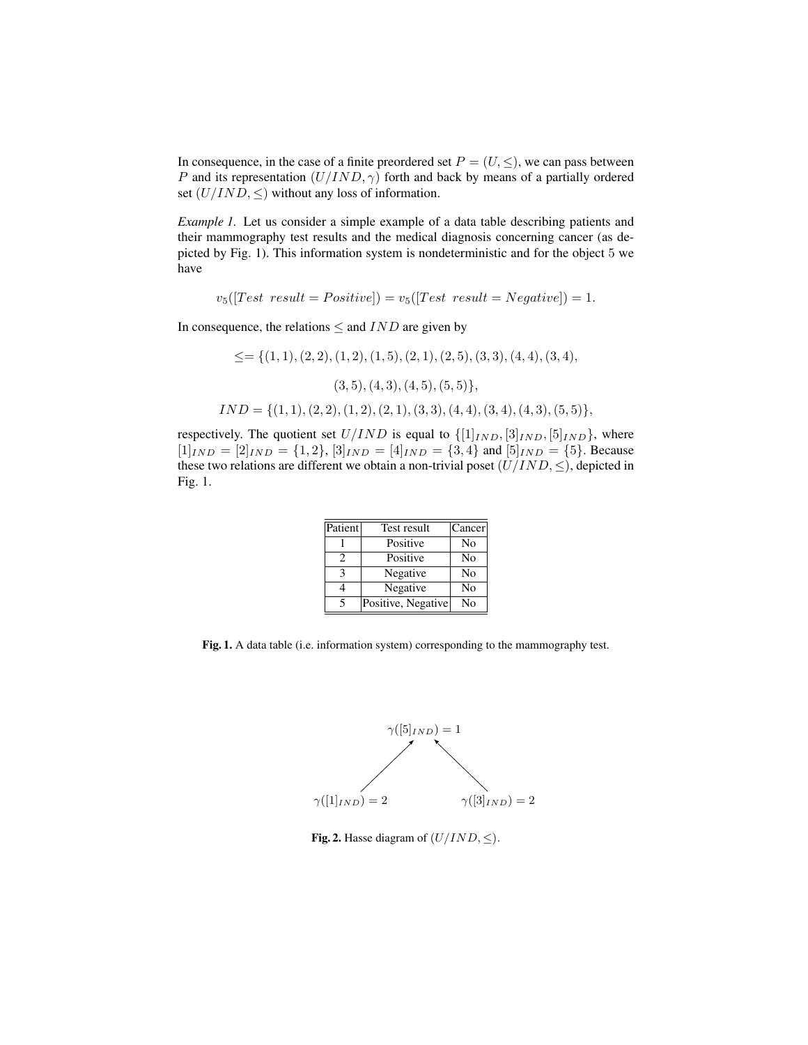In consequence, in the case of a finite preordered set $P = (U, \leq)$, we can pass between $P$ and its representation $(U/IND, \gamma)$ forth and back by means of a partially ordered set $(U/IND, \leq)$ without any loss of information.

*Example 1.* Let us consider a simple example of a data table describing patients and their mammography test results and the medical diagnosis concerning cancer (as depicted by Fig. 1). This information system is nondeterministic and for the object 5 we have

$$v_5([Test\ \ result = Positive]) = v_5([Test\ \ result = Negative]) = 1.$$

In consequence, the relations $\leq$ and $IND$ are given by

$$\leq = \{(1,1),(2,2),(1,2),(1,5),(2,1),(2,5),(3,3),(4,4),(3,4),$$

$$(3,5),(4,3),(4,5),(5,5)\},$$

$$IND = \{(1,1),(2,2),(1,2),(2,1),(3,3),(4,4),(3,4),(4,3),(5,5)\},$$

respectively. The quotient set $U/IND$ is equal to $\{[1]_{IND}, [3]_{IND}, [5]_{IND}\}$, where $[1]_{IND} = [2]_{IND} = \{1,2\}$, $[3]_{IND} = [4]_{IND} = \{3,4\}$ and $[5]_{IND} = \{5\}$. Because these two relations are different we obtain a non-trivial poset $(U/IND, \leq)$, depicted in Fig. 1.

| Patient | Test result | Cancer |
|---|---|---|
| 1 | Positive | No |
| 2 | Positive | No |
| 3 | Negative | No |
| 4 | Negative | No |
| 5 | Positive, Negative | No |

**Fig. 1.** A data table (i.e. information system) corresponding to the mammography test.

$$\gamma([5]_{IND}) = 1$$

$$\gamma([1]_{IND}) = 2 \qquad\qquad \gamma([3]_{IND}) = 2$$

**Fig. 2.** Hasse diagram of $(U/IND, \leq)$.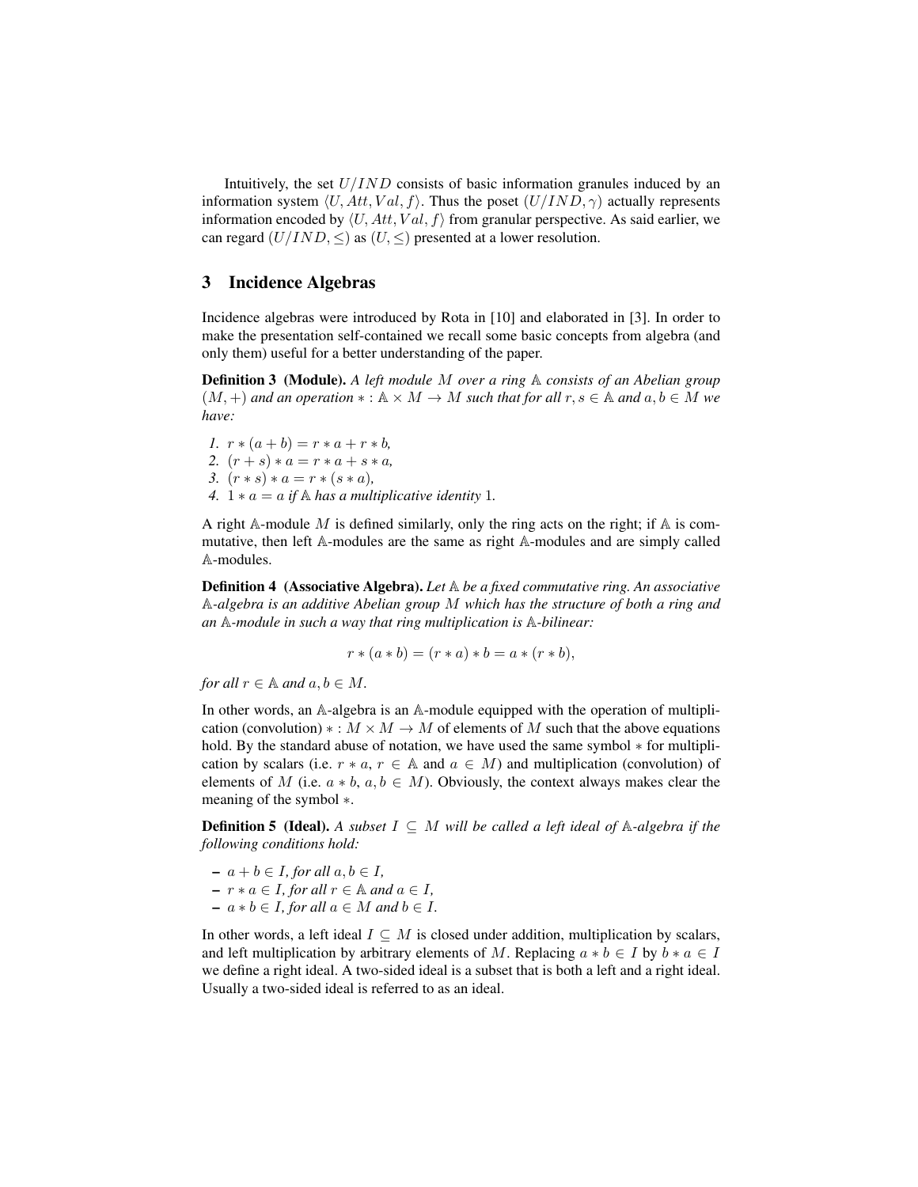Intuitively, the set $U/IND$ consists of basic information granules induced by an information system $\langle U, Att, Val, f\rangle$. Thus the poset $(U/IND, \gamma)$ actually represents information encoded by $\langle U, Att, Val, f\rangle$ from granular perspective. As said earlier, we can regard $(U/IND, \leq)$ as $(U, \leq)$ presented at a lower resolution.

## 3 Incidence Algebras

Incidence algebras were introduced by Rota in [10] and elaborated in [3]. In order to make the presentation self-contained we recall some basic concepts from algebra (and only them) useful for a better understanding of the paper.

**Definition 3 (Module).** *A left module $M$ over a ring $\mathbb{A}$ consists of an Abelian group $(M, +)$ and an operation $* : \mathbb{A} \times M \to M$ such that for all $r, s \in \mathbb{A}$ and $a, b \in M$ we have:*

1. $r * (a + b) = r * a + r * b$,
2. $(r + s) * a = r * a + s * a$,
3. $(r * s) * a = r * (s * a)$,
4. $1 * a = a$ *if $\mathbb{A}$ has a multiplicative identity* $1$.

A right $\mathbb{A}$-module $M$ is defined similarly, only the ring acts on the right; if $\mathbb{A}$ is commutative, then left $\mathbb{A}$-modules are the same as right $\mathbb{A}$-modules and are simply called $\mathbb{A}$-modules.

**Definition 4 (Associative Algebra).** *Let $\mathbb{A}$ be a fixed commutative ring. An associative $\mathbb{A}$-algebra is an additive Abelian group $M$ which has the structure of both a ring and an $\mathbb{A}$-module in such a way that ring multiplication is $\mathbb{A}$-bilinear:*

$$r * (a * b) = (r * a) * b = a * (r * b),$$

*for all $r \in \mathbb{A}$ and $a, b \in M$.*

In other words, an $\mathbb{A}$-algebra is an $\mathbb{A}$-module equipped with the operation of multiplication (convolution) $* : M \times M \to M$ of elements of $M$ such that the above equations hold. By the standard abuse of notation, we have used the same symbol $*$ for multiplication by scalars (i.e. $r * a$, $r \in \mathbb{A}$ and $a \in M$) and multiplication (convolution) of elements of $M$ (i.e. $a * b$, $a, b \in M$). Obviously, the context always makes clear the meaning of the symbol $*$.

**Definition 5 (Ideal).** *A subset $I \subseteq M$ will be called a left ideal of $\mathbb{A}$-algebra if the following conditions hold:*

- $a + b \in I$, *for all* $a, b \in I$,
- $r * a \in I$, *for all* $r \in \mathbb{A}$ *and* $a \in I$,
- $a * b \in I$, *for all* $a \in M$ *and* $b \in I$.

In other words, a left ideal $I \subseteq M$ is closed under addition, multiplication by scalars, and left multiplication by arbitrary elements of $M$. Replacing $a * b \in I$ by $b * a \in I$ we define a right ideal. A two-sided ideal is a subset that is both a left and a right ideal. Usually a two-sided ideal is referred to as an ideal.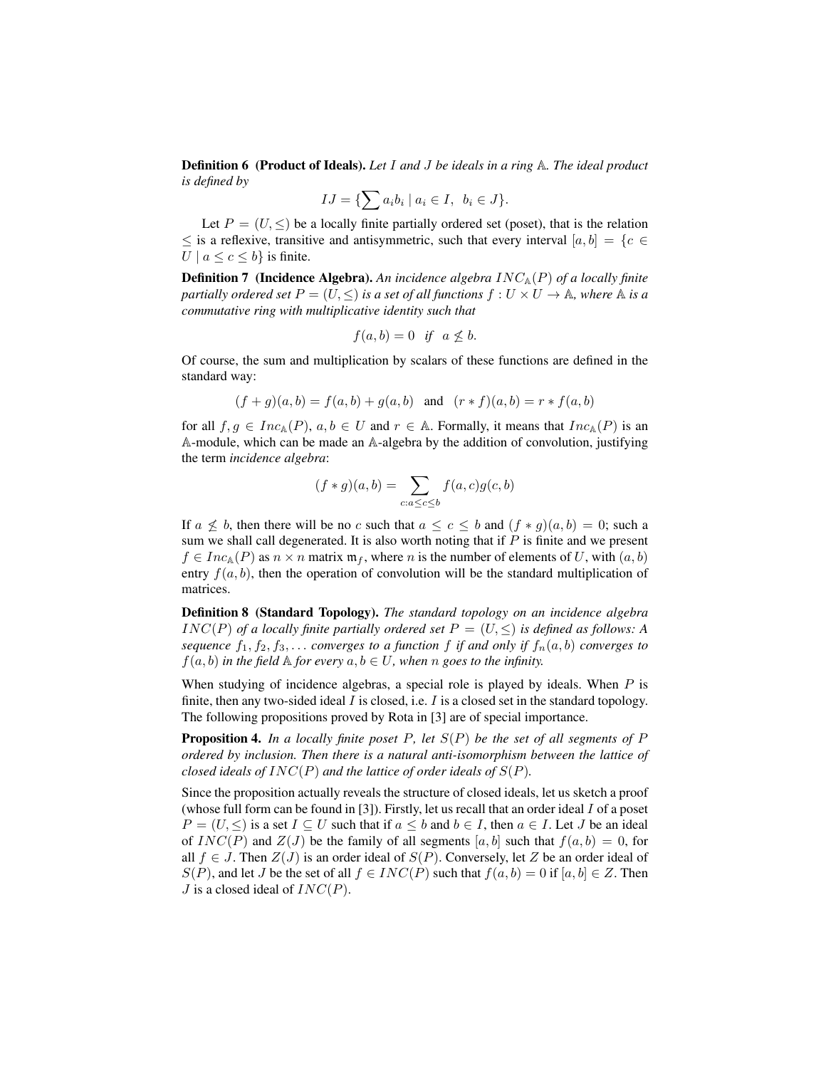**Definition 6 (Product of Ideals).** *Let $I$ and $J$ be ideals in a ring $\mathbb{A}$. The ideal product is defined by*

$$IJ = \{\sum a_i b_i \mid a_i \in I, \;\; b_i \in J\}.$$

Let $P = (U, \leq)$ be a locally finite partially ordered set (poset), that is the relation $\leq$ is a reflexive, transitive and antisymmetric, such that every interval $[a, b] = \{c \in U \mid a \leq c \leq b\}$ is finite.

**Definition 7 (Incidence Algebra).** *An incidence algebra $INC_{\mathbb{A}}(P)$ of a locally finite partially ordered set $P = (U, \leq)$ is a set of all functions $f : U \times U \to \mathbb{A}$, where $\mathbb{A}$ is a commutative ring with multiplicative identity such that*

$$f(a, b) = 0 \quad \textit{if} \quad a \not\leq b.$$

Of course, the sum and multiplication by scalars of these functions are defined in the standard way:

$$(f + g)(a, b) = f(a, b) + g(a, b) \quad \text{and} \quad (r * f)(a, b) = r * f(a, b)$$

for all $f, g \in Inc_{\mathbb{A}}(P)$, $a, b \in U$ and $r \in \mathbb{A}$. Formally, it means that $Inc_{\mathbb{A}}(P)$ is an $\mathbb{A}$-module, which can be made an $\mathbb{A}$-algebra by the addition of convolution, justifying the term *incidence algebra*:

$$(f * g)(a, b) = \sum_{c : a \leq c \leq b} f(a, c) g(c, b)$$

If $a \not\leq b$, then there will be no $c$ such that $a \leq c \leq b$ and $(f * g)(a, b) = 0$; such a sum we shall call degenerated. It is also worth noting that if $P$ is finite and we present $f \in Inc_{\mathbb{A}}(P)$ as $n \times n$ matrix $\mathfrak{m}_f$, where $n$ is the number of elements of $U$, with $(a, b)$ entry $f(a, b)$, then the operation of convolution will be the standard multiplication of matrices.

**Definition 8 (Standard Topology).** *The standard topology on an incidence algebra $INC(P)$ of a locally finite partially ordered set $P = (U, \leq)$ is defined as follows: A sequence $f_1, f_2, f_3, \ldots$ converges to a function $f$ if and only if $f_n(a, b)$ converges to $f(a, b)$ in the field $\mathbb{A}$ for every $a, b \in U$, when $n$ goes to the infinity.*

When studying of incidence algebras, a special role is played by ideals. When $P$ is finite, then any two-sided ideal $I$ is closed, i.e. $I$ is a closed set in the standard topology. The following propositions proved by Rota in [3] are of special importance.

**Proposition 4.** *In a locally finite poset $P$, let $S(P)$ be the set of all segments of $P$ ordered by inclusion. Then there is a natural anti-isomorphism between the lattice of closed ideals of $INC(P)$ and the lattice of order ideals of $S(P)$.*

Since the proposition actually reveals the structure of closed ideals, let us sketch a proof (whose full form can be found in [3]). Firstly, let us recall that an order ideal $I$ of a poset $P = (U, \leq)$ is a set $I \subseteq U$ such that if $a \leq b$ and $b \in I$, then $a \in I$. Let $J$ be an ideal of $INC(P)$ and $Z(J)$ be the family of all segments $[a, b]$ such that $f(a, b) = 0$, for all $f \in J$. Then $Z(J)$ is an order ideal of $S(P)$. Conversely, let $Z$ be an order ideal of $S(P)$, and let $J$ be the set of all $f \in INC(P)$ such that $f(a, b) = 0$ if $[a, b] \in Z$. Then $J$ is a closed ideal of $INC(P)$.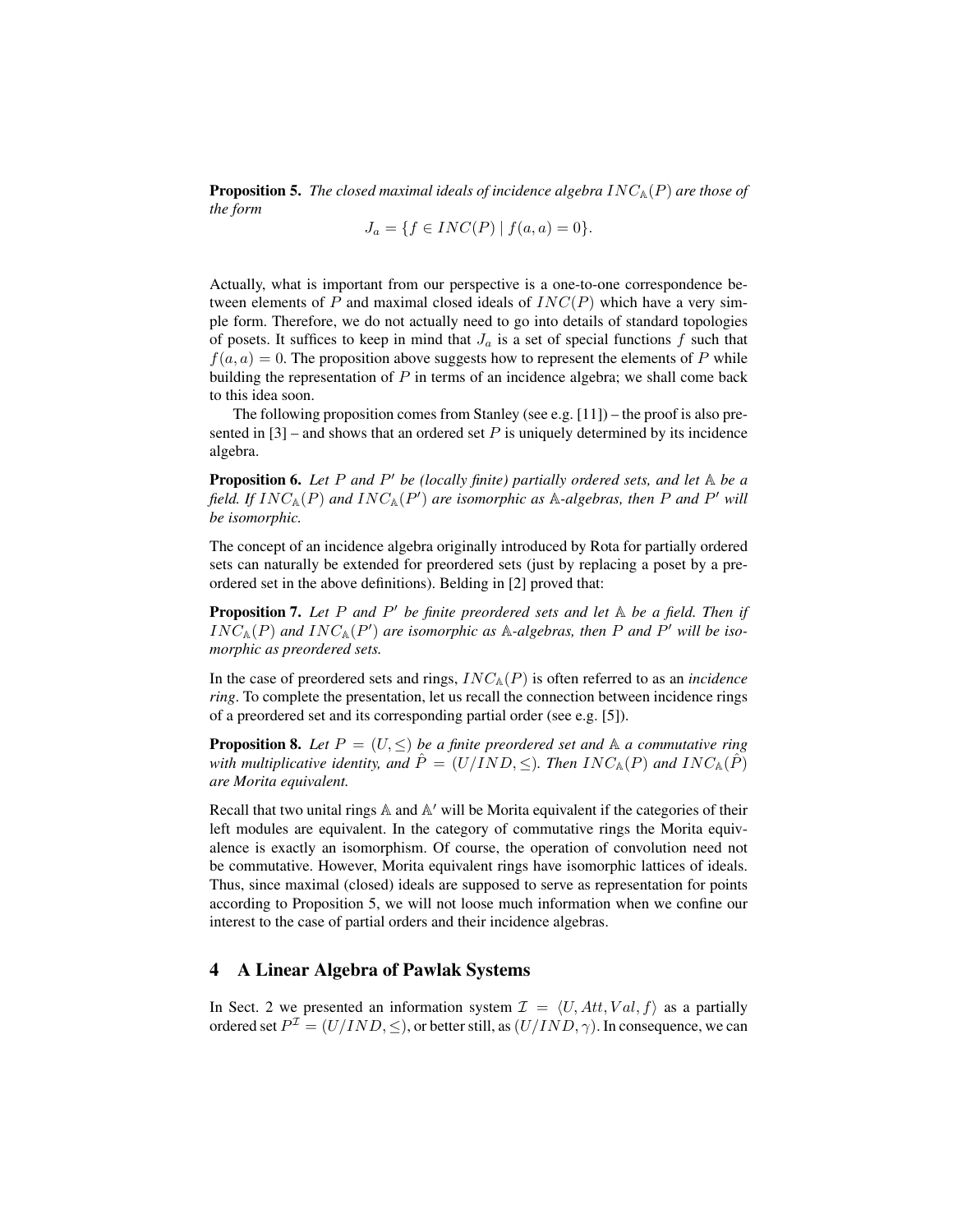**Proposition 5.** *The closed maximal ideals of incidence algebra $INC_{\mathbb{A}}(P)$ are those of the form*

$$J_a = \{f \in INC(P) \mid f(a,a) = 0\}.$$

Actually, what is important from our perspective is a one-to-one correspondence between elements of $P$ and maximal closed ideals of $INC(P)$ which have a very simple form. Therefore, we do not actually need to go into details of standard topologies of posets. It suffices to keep in mind that $J_a$ is a set of special functions $f$ such that $f(a,a) = 0$. The proposition above suggests how to represent the elements of $P$ while building the representation of $P$ in terms of an incidence algebra; we shall come back to this idea soon.

The following proposition comes from Stanley (see e.g. [11]) – the proof is also presented in [3] – and shows that an ordered set $P$ is uniquely determined by its incidence algebra.

**Proposition 6.** *Let $P$ and $P'$ be (locally finite) partially ordered sets, and let $\mathbb{A}$ be a field. If $INC_{\mathbb{A}}(P)$ and $INC_{\mathbb{A}}(P')$ are isomorphic as $\mathbb{A}$-algebras, then $P$ and $P'$ will be isomorphic.*

The concept of an incidence algebra originally introduced by Rota for partially ordered sets can naturally be extended for preordered sets (just by replacing a poset by a preordered set in the above definitions). Belding in [2] proved that:

**Proposition 7.** *Let $P$ and $P'$ be finite preordered sets and let $\mathbb{A}$ be a field. Then if $INC_{\mathbb{A}}(P)$ and $INC_{\mathbb{A}}(P')$ are isomorphic as $\mathbb{A}$-algebras, then $P$ and $P'$ will be isomorphic as preordered sets.*

In the case of preordered sets and rings, $INC_{\mathbb{A}}(P)$ is often referred to as an *incidence ring*. To complete the presentation, let us recall the connection between incidence rings of a preordered set and its corresponding partial order (see e.g. [5]).

**Proposition 8.** *Let $P = (U, \leq)$ be a finite preordered set and $\mathbb{A}$ a commutative ring with multiplicative identity, and $\hat{P} = (U/IND, \leq)$. Then $INC_{\mathbb{A}}(P)$ and $INC_{\mathbb{A}}(\hat{P})$ are Morita equivalent.*

Recall that two unital rings $\mathbb{A}$ and $\mathbb{A}'$ will be Morita equivalent if the categories of their left modules are equivalent. In the category of commutative rings the Morita equivalence is exactly an isomorphism. Of course, the operation of convolution need not be commutative. However, Morita equivalent rings have isomorphic lattices of ideals. Thus, since maximal (closed) ideals are supposed to serve as representation for points according to Proposition 5, we will not loose much information when we confine our interest to the case of partial orders and their incidence algebras.

## 4 A Linear Algebra of Pawlak Systems

In Sect. 2 we presented an information system $\mathcal{I} = \langle U, Att, Val, f\rangle$ as a partially ordered set $P^{\mathcal{I}} = (U/IND, \leq)$, or better still, as $(U/IND, \gamma)$. In consequence, we can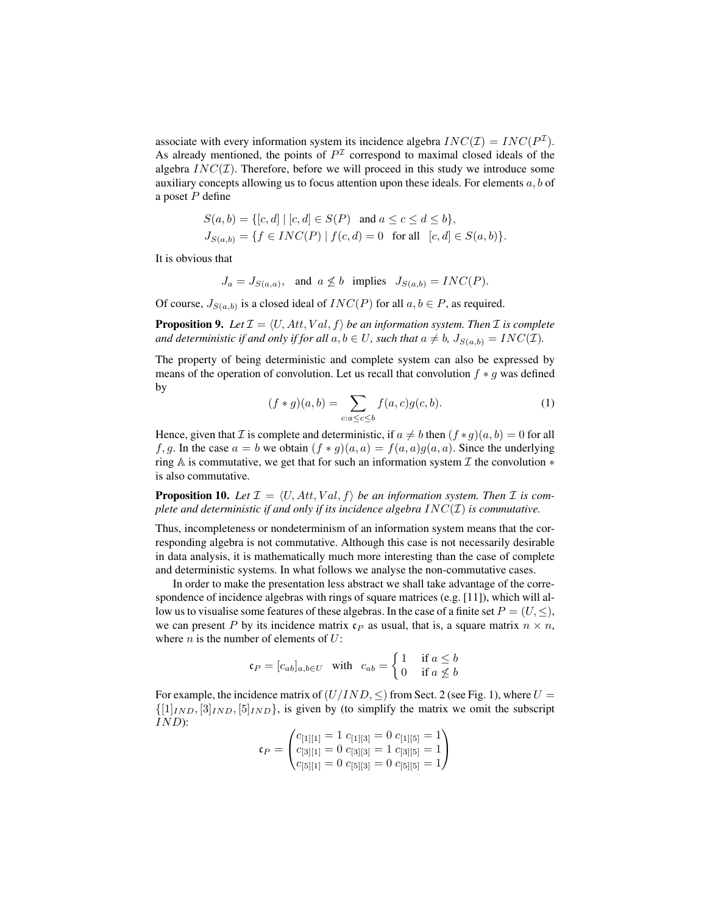associate with every information system its incidence algebra $INC(\mathcal{I}) = INC(P^{\mathcal{I}})$. As already mentioned, the points of $P^{\mathcal{I}}$ correspond to maximal closed ideals of the algebra $INC(\mathcal{I})$. Therefore, before we will proceed in this study we introduce some auxiliary concepts allowing us to focus attention upon these ideals. For elements $a, b$ of a poset $P$ define

$$S(a,b) = \{[c,d] \mid [c,d] \in S(P) \quad \text{and } a \leq c \leq d \leq b\},$$
$$J_{S(a,b)} = \{f \in INC(P) \mid f(c,d) = 0 \quad \text{for all} \quad [c,d] \in S(a,b)\}.$$

It is obvious that

$$J_a = J_{S(a,a)}, \quad \text{and } \ a \not\leq b \ \text{ implies } \ J_{S(a,b)} = INC(P).$$

Of course, $J_{S(a,b)}$ is a closed ideal of $INC(P)$ for all $a, b \in P$, as required.

**Proposition 9.** *Let $\mathcal{I} = \langle U, Att, Val, f\rangle$ be an information system. Then $\mathcal{I}$ is complete and deterministic if and only if for all $a, b \in U$, such that $a \neq b$, $J_{S(a,b)} = INC(\mathcal{I})$.*

The property of being deterministic and complete system can also be expressed by means of the operation of convolution. Let us recall that convolution $f * g$ was defined by

$$(f * g)(a,b) = \sum_{c: a \leq c \leq b} f(a,c) g(c,b). \tag{1}$$

Hence, given that $\mathcal{I}$ is complete and deterministic, if $a \neq b$ then $(f * g)(a,b) = 0$ for all $f, g$. In the case $a = b$ we obtain $(f * g)(a,a) = f(a,a)g(a,a)$. Since the underlying ring $\mathbb{A}$ is commutative, we get that for such an information system $\mathcal{I}$ the convolution $*$ is also commutative.

**Proposition 10.** *Let $\mathcal{I} = \langle U, Att, Val, f\rangle$ be an information system. Then $\mathcal{I}$ is complete and deterministic if and only if its incidence algebra $INC(\mathcal{I})$ is commutative.*

Thus, incompleteness or nondeterminism of an information system means that the corresponding algebra is not commutative. Although this case is not necessarily desirable in data analysis, it is mathematically much more interesting than the case of complete and deterministic systems. In what follows we analyse the non-commutative cases.

In order to make the presentation less abstract we shall take advantage of the correspondence of incidence algebras with rings of square matrices (e.g. [11]), which will allow us to visualise some features of these algebras. In the case of a finite set $P = (U, \leq)$, we can present $P$ by its incidence matrix $\mathfrak{c}_P$ as usual, that is, a square matrix $n \times n$, where $n$ is the number of elements of $U$:

$$\mathfrak{c}_P = [c_{ab}]_{a,b \in U} \quad \text{with} \quad c_{ab} = \begin{cases} 1 & \text{if } a \leq b \\ 0 & \text{if } a \not\leq b \end{cases}$$

For example, the incidence matrix of $(U/IND, \leq)$ from Sect. 2 (see Fig. 1), where $U = \{[1]_{IND}, [3]_{IND}, [5]_{IND}\}$, is given by (to simplify the matrix we omit the subscript $IND$):

$$\mathfrak{c}_P = \begin{pmatrix} c_{[1][1]} = 1 & c_{[1][3]} = 0 & c_{[1][5]} = 1 \\ c_{[3][1]} = 0 & c_{[3][3]} = 1 & c_{[3][5]} = 1 \\ c_{[5][1]} = 0 & c_{[5][3]} = 0 & c_{[5][5]} = 1 \end{pmatrix}$$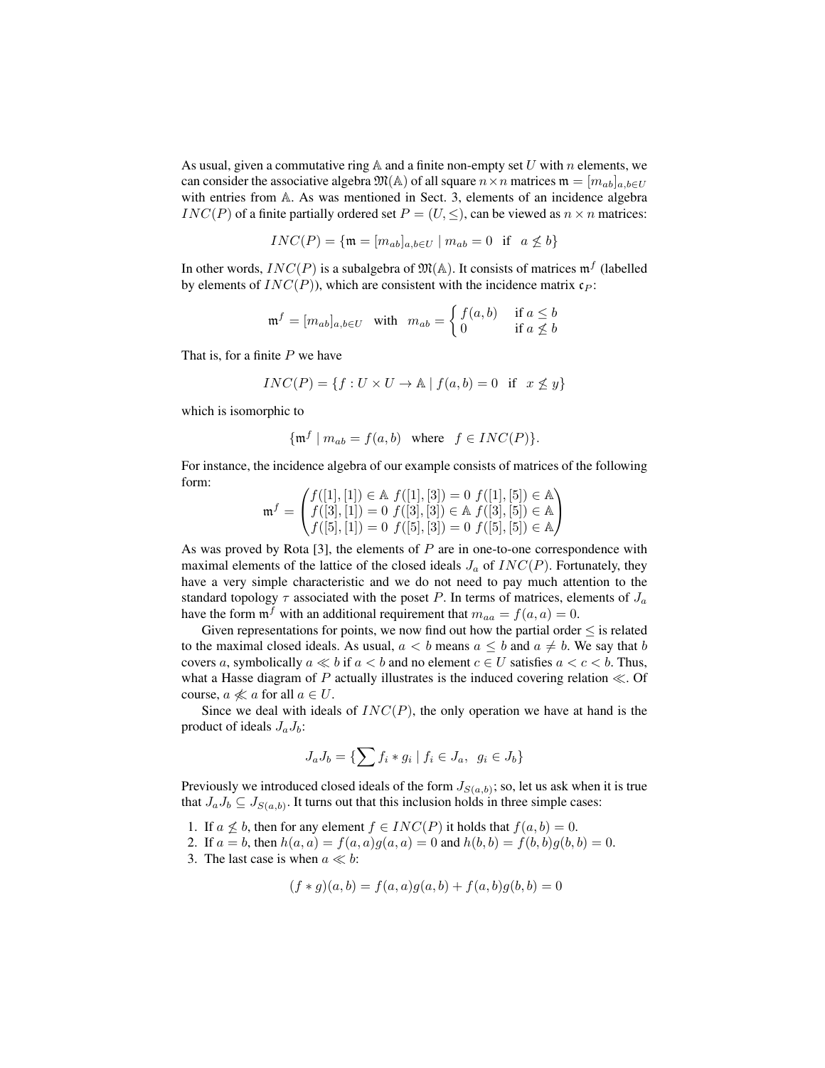As usual, given a commutative ring $\mathbb{A}$ and a finite non-empty set $U$ with $n$ elements, we can consider the associative algebra $\mathfrak{M}(\mathbb{A})$ of all square $n \times n$ matrices $\mathfrak{m} = [m_{ab}]_{a,b \in U}$ with entries from $\mathbb{A}$. As was mentioned in Sect. 3, elements of an incidence algebra $INC(P)$ of a finite partially ordered set $P = (U, \leq)$, can be viewed as $n \times n$ matrices:

$$INC(P) = \{\mathfrak{m} = [m_{ab}]_{a,b \in U} \mid m_{ab} = 0 \quad \text{if} \quad a \not\leq b\}$$

In other words, $INC(P)$ is a subalgebra of $\mathfrak{M}(\mathbb{A})$. It consists of matrices $\mathfrak{m}^f$ (labelled by elements of $INC(P)$), which are consistent with the incidence matrix $\mathfrak{c}_P$:

$$\mathfrak{m}^f = [m_{ab}]_{a,b \in U} \quad \text{with} \quad m_{ab} = \begin{cases} f(a,b) & \text{if } a \leq b \\ 0 & \text{if } a \not\leq b \end{cases}$$

That is, for a finite $P$ we have

$$INC(P) = \{f : U \times U \to \mathbb{A} \mid f(a,b) = 0 \quad \text{if} \quad x \not\leq y\}$$

which is isomorphic to

$$\{\mathfrak{m}^f \mid m_{ab} = f(a,b) \quad \text{where} \quad f \in INC(P)\}.$$

For instance, the incidence algebra of our example consists of matrices of the following form:

$$\mathfrak{m}^f = \begin{pmatrix} f([1],[1]) \in \mathbb{A} & f([1],[3]) = 0 & f([1],[5]) \in \mathbb{A} \\ f([3],[1]) = 0 & f([3],[3]) \in \mathbb{A} & f([3],[5]) \in \mathbb{A} \\ f([5],[1]) = 0 & f([5],[3]) = 0 & f([5],[5]) \in \mathbb{A} \end{pmatrix}$$

As was proved by Rota [3], the elements of $P$ are in one-to-one correspondence with maximal elements of the lattice of the closed ideals $J_a$ of $INC(P)$. Fortunately, they have a very simple characteristic and we do not need to pay much attention to the standard topology $\tau$ associated with the poset $P$. In terms of matrices, elements of $J_a$ have the form $\mathfrak{m}^f$ with an additional requirement that $m_{aa} = f(a,a) = 0$.

Given representations for points, we now find out how the partial order $\leq$ is related to the maximal closed ideals. As usual, $a < b$ means $a \leq b$ and $a \neq b$. We say that $b$ covers $a$, symbolically $a \ll b$ if $a < b$ and no element $c \in U$ satisfies $a < c < b$. Thus, what a Hasse diagram of $P$ actually illustrates is the induced covering relation $\ll$. Of course, $a \not\ll a$ for all $a \in U$.

Since we deal with ideals of $INC(P)$, the only operation we have at hand is the product of ideals $J_a J_b$:

$$J_a J_b = \{\sum f_i * g_i \mid f_i \in J_a, \;\; g_i \in J_b\}$$

Previously we introduced closed ideals of the form $J_{S(a,b)}$; so, let us ask when it is true that $J_a J_b \subseteq J_{S(a,b)}$. It turns out that this inclusion holds in three simple cases:

1. If $a \not\leq b$, then for any element $f \in INC(P)$ it holds that $f(a,b) = 0$.
2. If $a = b$, then $h(a,a) = f(a,a)g(a,a) = 0$ and $h(b,b) = f(b,b)g(b,b) = 0$.
3. The last case is when $a \ll b$:

$$(f * g)(a,b) = f(a,a)g(a,b) + f(a,b)g(b,b) = 0$$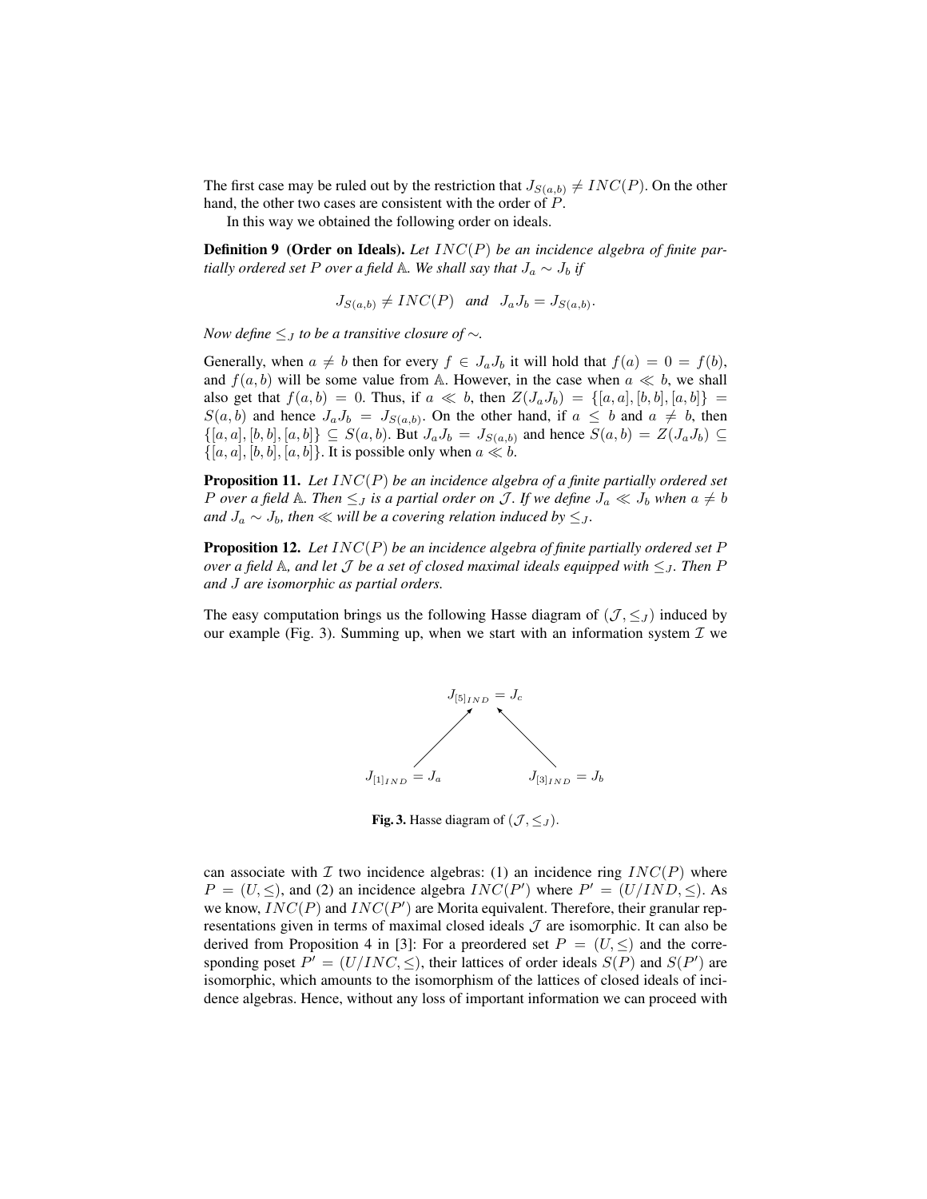The first case may be ruled out by the restriction that $J_{S(a,b)} \neq INC(P)$. On the other hand, the other two cases are consistent with the order of $P$.

In this way we obtained the following order on ideals.

**Definition 9 (Order on Ideals).** *Let $INC(P)$ be an incidence algebra of finite partially ordered set $P$ over a field $\mathbb{A}$. We shall say that $J_a \sim J_b$ if*

$$J_{S(a,b)} \neq INC(P) \quad \text{and} \quad J_a J_b = J_{S(a,b)}.$$

*Now define $\leq_J$ to be a transitive closure of $\sim$.*

Generally, when $a \neq b$ then for every $f \in J_a J_b$ it will hold that $f(a) = 0 = f(b)$, and $f(a,b)$ will be some value from $\mathbb{A}$. However, in the case when $a \ll b$, we shall also get that $f(a,b) = 0$. Thus, if $a \ll b$, then $Z(J_a J_b) = \{[a,a],[b,b],[a,b]\} = S(a,b)$ and hence $J_a J_b = J_{S(a,b)}$. On the other hand, if $a \leq b$ and $a \neq b$, then $\{[a,a],[b,b],[a,b]\} \subseteq S(a,b)$. But $J_a J_b = J_{S(a,b)}$ and hence $S(a,b) = Z(J_a J_b) \subseteq \{[a,a],[b,b],[a,b]\}$. It is possible only when $a \ll b$.

**Proposition 11.** *Let $INC(P)$ be an incidence algebra of a finite partially ordered set $P$ over a field $\mathbb{A}$. Then $\leq_J$ is a partial order on $\mathcal{J}$. If we define $J_a \ll J_b$ when $a \neq b$ and $J_a \sim J_b$, then $\ll$ will be a covering relation induced by $\leq_J$.*

**Proposition 12.** *Let $INC(P)$ be an incidence algebra of finite partially ordered set $P$ over a field $\mathbb{A}$, and let $\mathcal{J}$ be a set of closed maximal ideals equipped with $\leq_J$. Then $P$ and $J$ are isomorphic as partial orders.*

The easy computation brings us the following Hasse diagram of $(\mathcal{J}, \leq_J)$ induced by our example (Fig. 3). Summing up, when we start with an information system $\mathcal{I}$ we

$J_{[5]_{IND}} = J_c$

$J_{[1]_{IND}} = J_a$ $\qquad$ $J_{[3]_{IND}} = J_b$

**Fig. 3.** Hasse diagram of $(\mathcal{J}, \leq_J)$.

can associate with $\mathcal{I}$ two incidence algebras: (1) an incidence ring $INC(P)$ where $P = (U, \leq)$, and (2) an incidence algebra $INC(P')$ where $P' = (U/IND, \leq)$. As we know, $INC(P)$ and $INC(P')$ are Morita equivalent. Therefore, their granular representations given in terms of maximal closed ideals $\mathcal{J}$ are isomorphic. It can also be derived from Proposition 4 in [3]: For a preordered set $P = (U, \leq)$ and the corresponding poset $P' = (U/INC, \leq)$, their lattices of order ideals $S(P)$ and $S(P')$ are isomorphic, which amounts to the isomorphism of the lattices of closed ideals of incidence algebras. Hence, without any loss of important information we can proceed with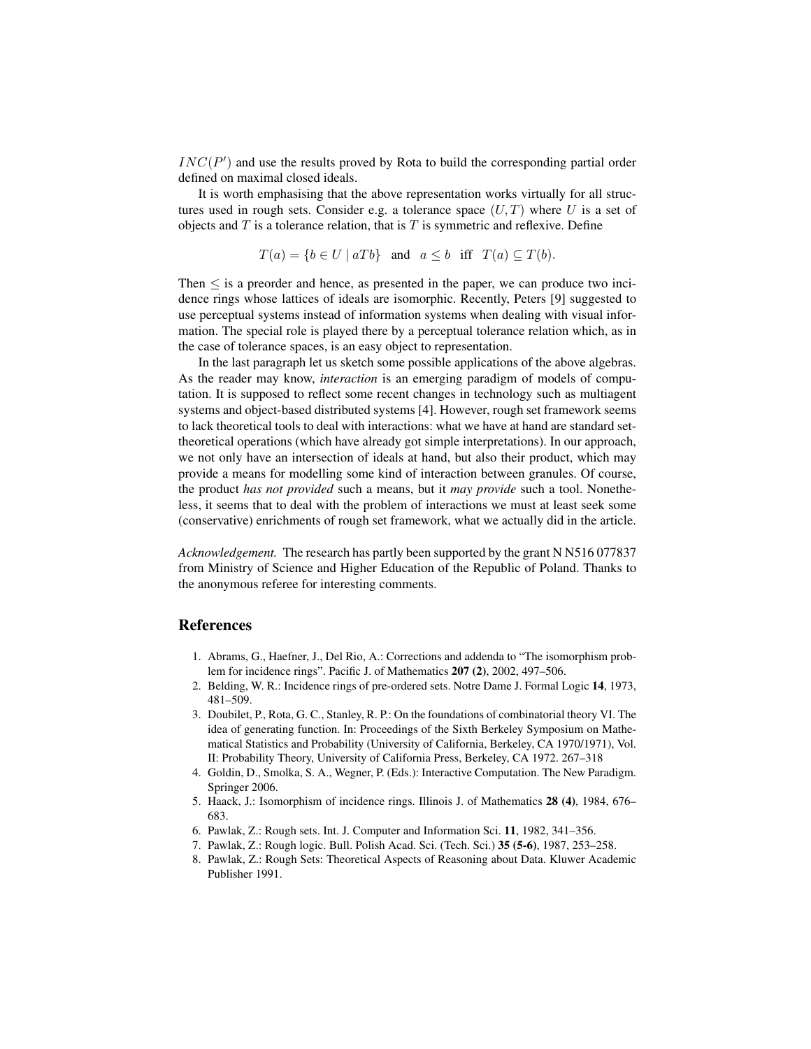$INC(P')$ and use the results proved by Rota to build the corresponding partial order defined on maximal closed ideals.

It is worth emphasising that the above representation works virtually for all structures used in rough sets. Consider e.g. a tolerance space $(U, T)$ where $U$ is a set of objects and $T$ is a tolerance relation, that is $T$ is symmetric and reflexive. Define

$$T(a) = \{b \in U \mid aTb\} \quad \text{and} \quad a \leq b \quad \text{iff} \quad T(a) \subseteq T(b).$$

Then $\leq$ is a preorder and hence, as presented in the paper, we can produce two incidence rings whose lattices of ideals are isomorphic. Recently, Peters [9] suggested to use perceptual systems instead of information systems when dealing with visual information. The special role is played there by a perceptual tolerance relation which, as in the case of tolerance spaces, is an easy object to representation.

In the last paragraph let us sketch some possible applications of the above algebras. As the reader may know, *interaction* is an emerging paradigm of models of computation. It is supposed to reflect some recent changes in technology such as multiagent systems and object-based distributed systems [4]. However, rough set framework seems to lack theoretical tools to deal with interactions: what we have at hand are standard set-theoretical operations (which have already got simple interpretations). In our approach, we not only have an intersection of ideals at hand, but also their product, which may provide a means for modelling some kind of interaction between granules. Of course, the product *has not provided* such a means, but it *may provide* such a tool. Nonetheless, it seems that to deal with the problem of interactions we must at least seek some (conservative) enrichments of rough set framework, what we actually did in the article.

*Acknowledgement.* The research has partly been supported by the grant N N516 077837 from Ministry of Science and Higher Education of the Republic of Poland. Thanks to the anonymous referee for interesting comments.

## References

1. Abrams, G., Haefner, J., Del Rio, A.: Corrections and addenda to "The isomorphism problem for incidence rings". Pacific J. of Mathematics **207 (2)**, 2002, 497–506.
2. Belding, W. R.: Incidence rings of pre-ordered sets. Notre Dame J. Formal Logic **14**, 1973, 481–509.
3. Doubilet, P., Rota, G. C., Stanley, R. P.: On the foundations of combinatorial theory VI. The idea of generating function. In: Proceedings of the Sixth Berkeley Symposium on Mathematical Statistics and Probability (University of California, Berkeley, CA 1970/1971), Vol. II: Probability Theory, University of California Press, Berkeley, CA 1972. 267–318
4. Goldin, D., Smolka, S. A., Wegner, P. (Eds.): Interactive Computation. The New Paradigm. Springer 2006.
5. Haack, J.: Isomorphism of incidence rings. Illinois J. of Mathematics **28 (4)**, 1984, 676–683.
6. Pawlak, Z.: Rough sets. Int. J. Computer and Information Sci. **11**, 1982, 341–356.
7. Pawlak, Z.: Rough logic. Bull. Polish Acad. Sci. (Tech. Sci.) **35 (5-6)**, 1987, 253–258.
8. Pawlak, Z.: Rough Sets: Theoretical Aspects of Reasoning about Data. Kluwer Academic Publisher 1991.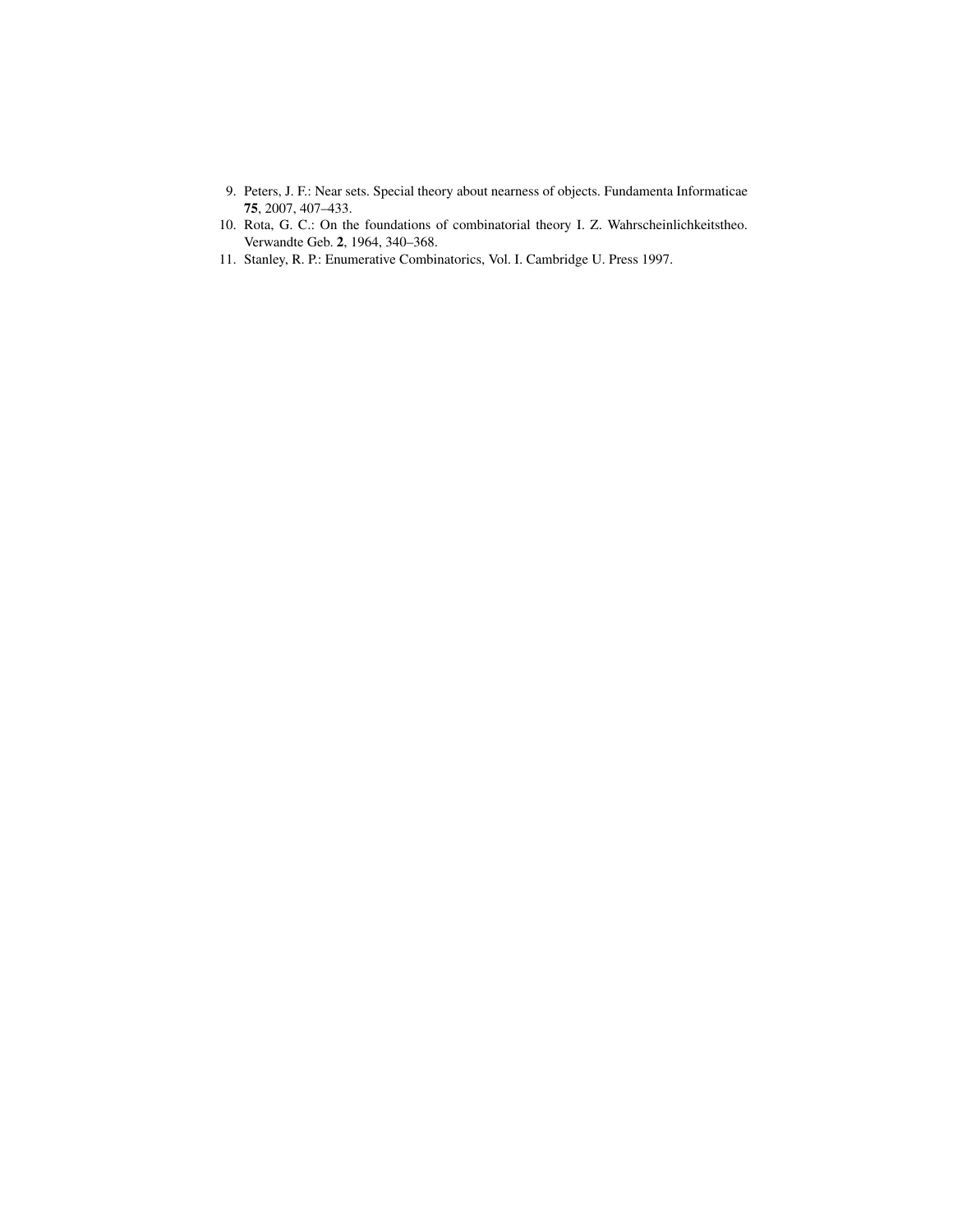9. Peters, J. F.: Near sets. Special theory about nearness of objects. Fundamenta Informaticae **75**, 2007, 407–433.
10. Rota, G. C.: On the foundations of combinatorial theory I. Z. Wahrscheinlichkeitstheo. Verwandte Geb. **2**, 1964, 340–368.
11. Stanley, R. P.: Enumerative Combinatorics, Vol. I. Cambridge U. Press 1997.